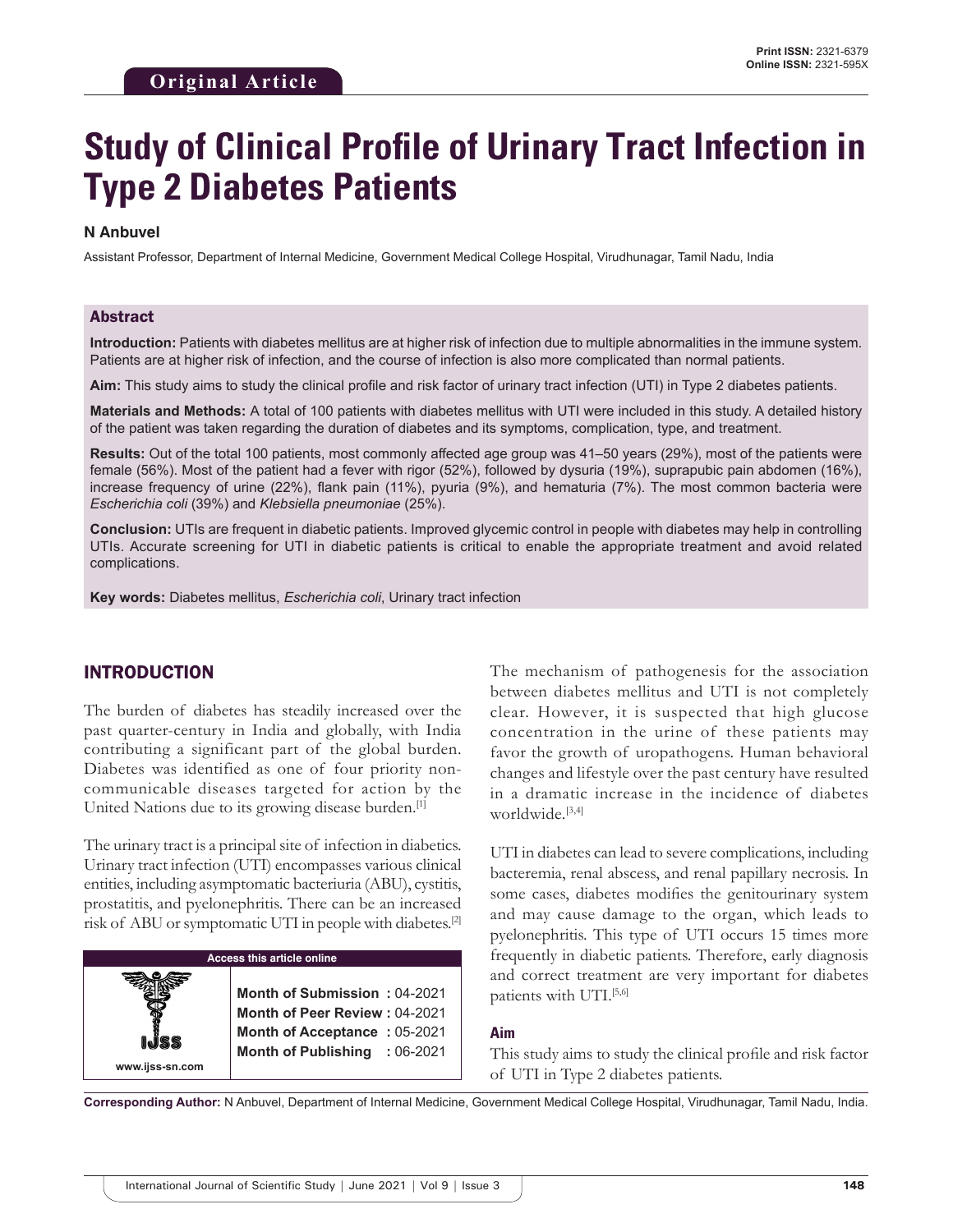**Original Article**

**Print ISSN:** 2321-6379
**Online ISSN:** 2321-595X

# Study of Clinical Profile of Urinary Tract Infection in Type 2 Diabetes Patients

**N Anbuvel**

Assistant Professor, Department of Internal Medicine, Government Medical College Hospital, Virudhunagar, Tamil Nadu, India

## Abstract

**Introduction:** Patients with diabetes mellitus are at higher risk of infection due to multiple abnormalities in the immune system. Patients are at higher risk of infection, and the course of infection is also more complicated than normal patients.

**Aim:** This study aims to study the clinical profile and risk factor of urinary tract infection (UTI) in Type 2 diabetes patients.

**Materials and Methods:** A total of 100 patients with diabetes mellitus with UTI were included in this study. A detailed history of the patient was taken regarding the duration of diabetes and its symptoms, complication, type, and treatment.

**Results:** Out of the total 100 patients, most commonly affected age group was 41–50 years (29%), most of the patients were female (56%). Most of the patient had a fever with rigor (52%), followed by dysuria (19%), suprapubic pain abdomen (16%), increase frequency of urine (22%), flank pain (11%), pyuria (9%), and hematuria (7%). The most common bacteria were *Escherichia coli* (39%) and *Klebsiella pneumoniae* (25%).

**Conclusion:** UTIs are frequent in diabetic patients. Improved glycemic control in people with diabetes may help in controlling UTIs. Accurate screening for UTI in diabetic patients is critical to enable the appropriate treatment and avoid related complications.

**Key words:** Diabetes mellitus, *Escherichia coli*, Urinary tract infection

## INTRODUCTION

The burden of diabetes has steadily increased over the past quarter-century in India and globally, with India contributing a significant part of the global burden. Diabetes was identified as one of four priority non-communicable diseases targeted for action by the United Nations due to its growing disease burden.[1]

The urinary tract is a principal site of infection in diabetics. Urinary tract infection (UTI) encompasses various clinical entities, including asymptomatic bacteriuria (ABU), cystitis, prostatitis, and pyelonephritis. There can be an increased risk of ABU or symptomatic UTI in people with diabetes.[2]

| Access this article online | |
|---|---|
| www.ijss-sn.com | **Month of Submission :** 04-2021 |
| | **Month of Peer Review :** 04-2021 |
| | **Month of Acceptance :** 05-2021 |
| | **Month of Publishing :** 06-2021 |

The mechanism of pathogenesis for the association between diabetes mellitus and UTI is not completely clear. However, it is suspected that high glucose concentration in the urine of these patients may favor the growth of uropathogens. Human behavioral changes and lifestyle over the past century have resulted in a dramatic increase in the incidence of diabetes worldwide.[3,4]

UTI in diabetes can lead to severe complications, including bacteremia, renal abscess, and renal papillary necrosis. In some cases, diabetes modifies the genitourinary system and may cause damage to the organ, which leads to pyelonephritis. This type of UTI occurs 15 times more frequently in diabetic patients. Therefore, early diagnosis and correct treatment are very important for diabetes patients with UTI.[5,6]

### Aim

This study aims to study the clinical profile and risk factor of UTI in Type 2 diabetes patients.

**Corresponding Author:** N Anbuvel, Department of Internal Medicine, Government Medical College Hospital, Virudhunagar, Tamil Nadu, India.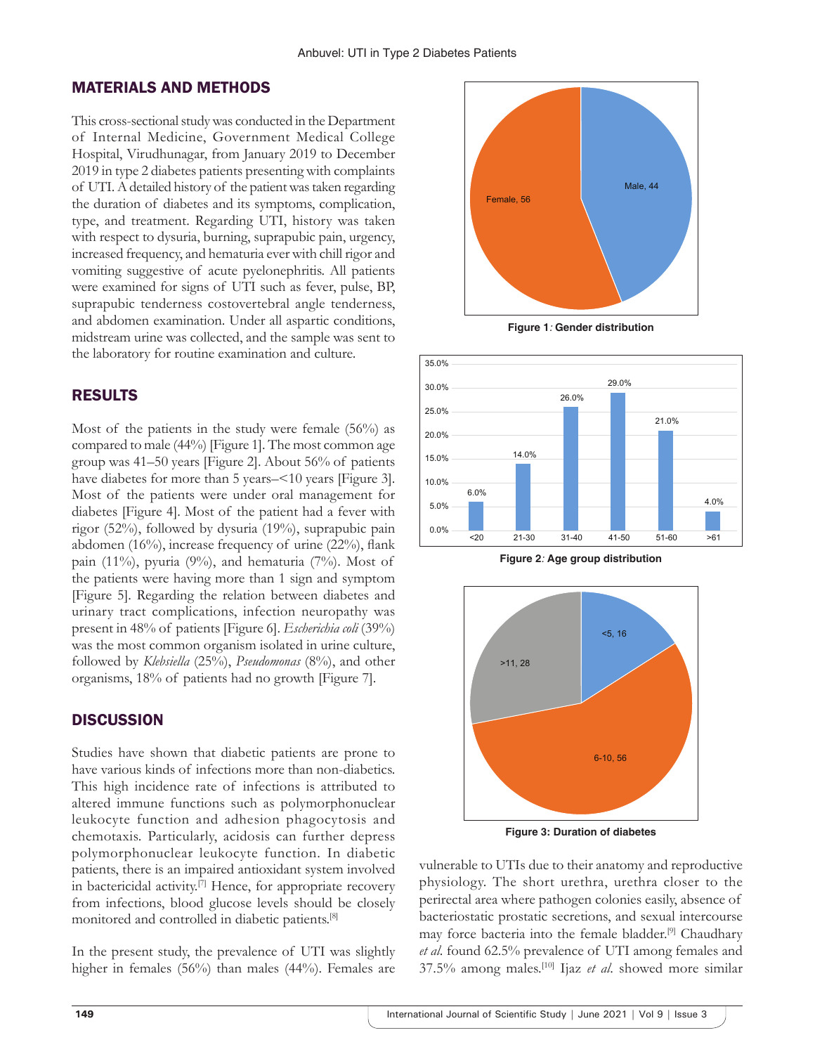## MATERIALS AND METHODS

This cross-sectional study was conducted in the Department of Internal Medicine, Government Medical College Hospital, Virudhunagar, from January 2019 to December 2019 in type 2 diabetes patients presenting with complaints of UTI. A detailed history of the patient was taken regarding the duration of diabetes and its symptoms, complication, type, and treatment. Regarding UTI, history was taken with respect to dysuria, burning, suprapubic pain, urgency, increased frequency, and hematuria ever with chill rigor and vomiting suggestive of acute pyelonephritis. All patients were examined for signs of UTI such as fever, pulse, BP, suprapubic tenderness costovertebral angle tenderness, and abdomen examination. Under all aspartic conditions, midstream urine was collected, and the sample was sent to the laboratory for routine examination and culture.

## RESULTS

Most of the patients in the study were female (56%) as compared to male (44%) [Figure 1]. The most common age group was 41–50 years [Figure 2]. About 56% of patients have diabetes for more than 5 years–<10 years [Figure 3]. Most of the patients were under oral management for diabetes [Figure 4]. Most of the patient had a fever with rigor (52%), followed by dysuria (19%), suprapubic pain abdomen (16%), increase frequency of urine (22%), flank pain (11%), pyuria (9%), and hematuria (7%). Most of the patients were having more than 1 sign and symptom [Figure 5]. Regarding the relation between diabetes and urinary tract complications, infection neuropathy was present in 48% of patients [Figure 6]. *Escherichia coli* (39%) was the most common organism isolated in urine culture, followed by *Klebsiella* (25%), *Pseudomonas* (8%), and other organisms, 18% of patients had no growth [Figure 7].

Figure 1: Gender distribution

Figure 2: Age group distribution

Figure 3: Duration of diabetes

## DISCUSSION

Studies have shown that diabetic patients are prone to have various kinds of infections more than non-diabetics. This high incidence rate of infections is attributed to altered immune functions such as polymorphonuclear leukocyte function and adhesion phagocytosis and chemotaxis. Particularly, acidosis can further depress polymorphonuclear leukocyte function. In diabetic patients, there is an impaired antioxidant system involved in bactericidal activity.[7] Hence, for appropriate recovery from infections, blood glucose levels should be closely monitored and controlled in diabetic patients.[8]

In the present study, the prevalence of UTI was slightly higher in females (56%) than males (44%). Females are vulnerable to UTIs due to their anatomy and reproductive physiology. The short urethra, urethra closer to the perirectal area where pathogen colonies easily, absence of bacteriostatic prostatic secretions, and sexual intercourse may force bacteria into the female bladder.[9] Chaudhary *et al.* found 62.5% prevalence of UTI among females and 37.5% among males.[10] Ijaz *et al.* showed more similar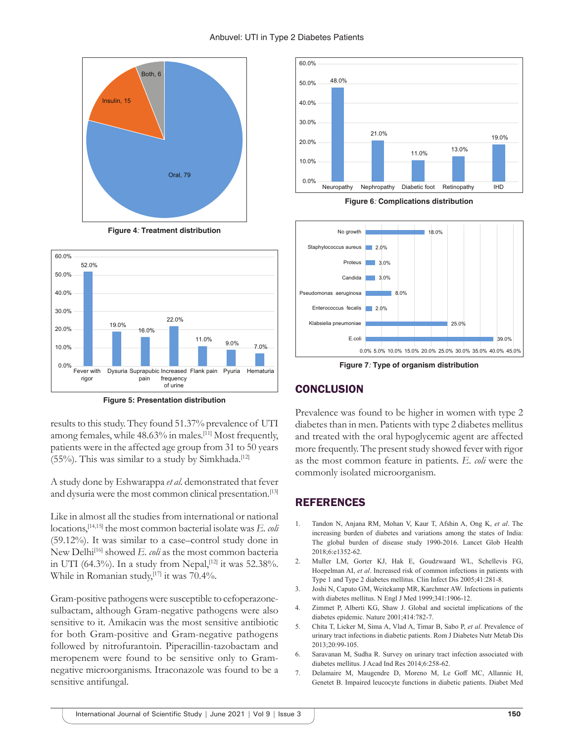Figure 4: Treatment distribution

Figure 5: Presentation distribution

Figure 6: Complications distribution

Figure 7: Type of organism distribution

results to this study. They found 51.37% prevalence of UTI among females, while 48.63% in males.[11] Most frequently, patients were in the affected age group from 31 to 50 years (55%). This was similar to a study by Simkhada.[12]

A study done by Eshwarappa *et al*. demonstrated that fever and dysuria were the most common clinical presentation.[13]

Like in almost all the studies from international or national locations,[14,15] the most common bacterial isolate was *E. coli* (59.12%). It was similar to a case–control study done in New Delhi[16] showed *E. coli* as the most common bacteria in UTI (64.3%). In a study from Nepal,[12] it was 52.38%. While in Romanian study,[17] it was 70.4%.

Gram-positive pathogens were susceptible to cefoperazone-sulbactam, although Gram-negative pathogens were also sensitive to it. Amikacin was the most sensitive antibiotic for both Gram-positive and Gram-negative pathogens followed by nitrofurantoin. Piperacillin-tazobactam and meropenem were found to be sensitive only to Gram-negative microorganisms. Itraconazole was found to be a sensitive antifungal.

## CONCLUSION

Prevalence was found to be higher in women with type 2 diabetes than in men. Patients with type 2 diabetes mellitus and treated with the oral hypoglycemic agent are affected more frequently. The present study showed fever with rigor as the most common feature in patients. *E. coli* were the commonly isolated microorganism.

## REFERENCES

1. Tandon N, Anjana RM, Mohan V, Kaur T, Afshin A, Ong K, *et al*. The increasing burden of diabetes and variations among the states of India: The global burden of disease study 1990-2016. Lancet Glob Health 2018;6:e1352-62.
2. Muller LM, Gorter KJ, Hak E, Goudzwaard WL, Schellevis FG, Hoepelman AI, *et al*. Increased risk of common infections in patients with Type 1 and Type 2 diabetes mellitus. Clin Infect Dis 2005;41:281-8.
3. Joshi N, Caputo GM, Weitekamp MR, Karchmer AW. Infections in patients with diabetes mellitus. N Engl J Med 1999;341:1906-12.
4. Zimmet P, Alberti KG, Shaw J. Global and societal implications of the diabetes epidemic. Nature 2001;414:782-7.
5. Chita T, Licker M, Sima A, Vlad A, Timar B, Sabo P, *et al*. Prevalence of urinary tract infections in diabetic patients. Rom J Diabetes Nutr Metab Dis 2013;20:99-105.
6. Saravanan M, Sudha R. Survey on urinary tract infection associated with diabetes mellitus. J Acad Ind Res 2014;6:258-62.
7. Delamaire M, Maugendre D, Moreno M, Le Goff MC, Allannic H, Genetet B. Impaired leucocyte functions in diabetic patients. Diabet Med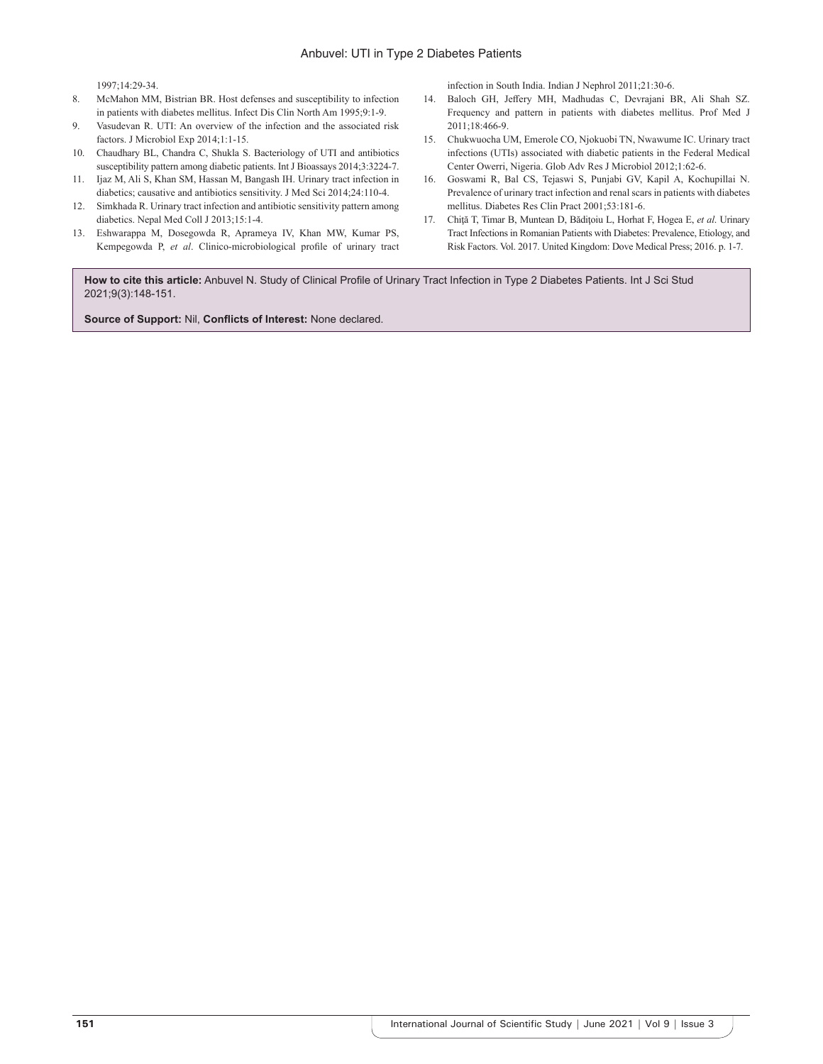1997;14:29-34.

8. McMahon MM, Bistrian BR. Host defenses and susceptibility to infection in patients with diabetes mellitus. Infect Dis Clin North Am 1995;9:1-9.
9. Vasudevan R. UTI: An overview of the infection and the associated risk factors. J Microbiol Exp 2014;1:1-15.
10. Chaudhary BL, Chandra C, Shukla S. Bacteriology of UTI and antibiotics susceptibility pattern among diabetic patients. Int J Bioassays 2014;3:3224-7.
11. Ijaz M, Ali S, Khan SM, Hassan M, Bangash IH. Urinary tract infection in diabetics; causative and antibiotics sensitivity. J Med Sci 2014;24:110-4.
12. Simkhada R. Urinary tract infection and antibiotic sensitivity pattern among diabetics. Nepal Med Coll J 2013;15:1-4.
13. Eshwarappa M, Dosegowda R, Aprameya IV, Khan MW, Kumar PS, Kempegowda P, *et al*. Clinico-microbiological profile of urinary tract infection in South India. Indian J Nephrol 2011;21:30-6.
14. Baloch GH, Jeffery MH, Madhudas C, Devrajani BR, Ali Shah SZ. Frequency and pattern in patients with diabetes mellitus. Prof Med J 2011;18:466-9.
15. Chukwuocha UM, Emerole CO, Njokuobi TN, Nwawume IC. Urinary tract infections (UTIs) associated with diabetic patients in the Federal Medical Center Owerri, Nigeria. Glob Adv Res J Microbiol 2012;1:62-6.
16. Goswami R, Bal CS, Tejaswi S, Punjabi GV, Kapil A, Kochupillai N. Prevalence of urinary tract infection and renal scars in patients with diabetes mellitus. Diabetes Res Clin Pract 2001;53:181-6.
17. Chiţă T, Timar B, Muntean D, Bădiţoiu L, Horhat F, Hogea E, *et al*. Urinary Tract Infections in Romanian Patients with Diabetes: Prevalence, Etiology, and Risk Factors. Vol. 2017. United Kingdom: Dove Medical Press; 2016. p. 1-7.

**How to cite this article:** Anbuvel N. Study of Clinical Profile of Urinary Tract Infection in Type 2 Diabetes Patients. Int J Sci Stud 2021;9(3):148-151.

**Source of Support:** Nil, **Conflicts of Interest:** None declared.